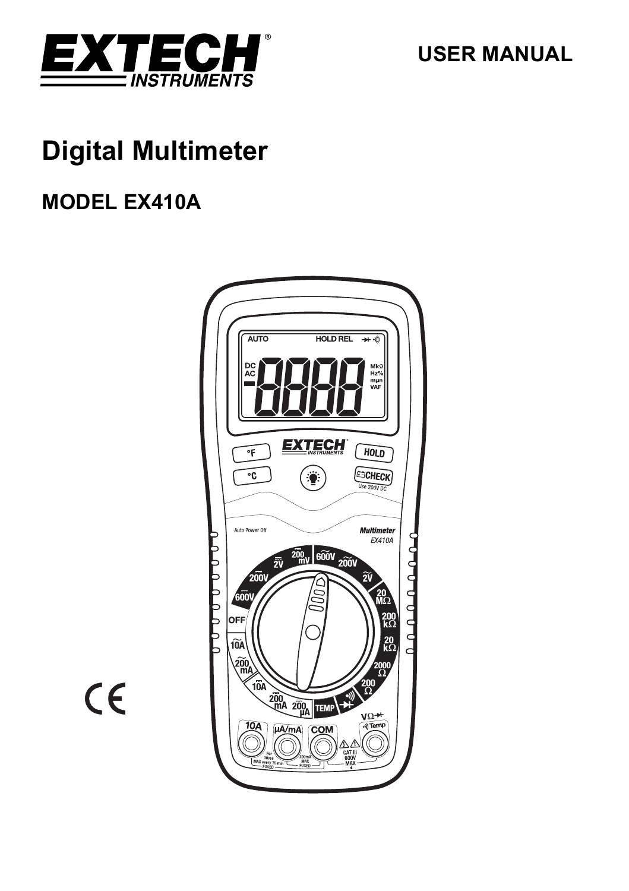**USER MANUAL**

# Digital Multimeter

## MODEL EX410A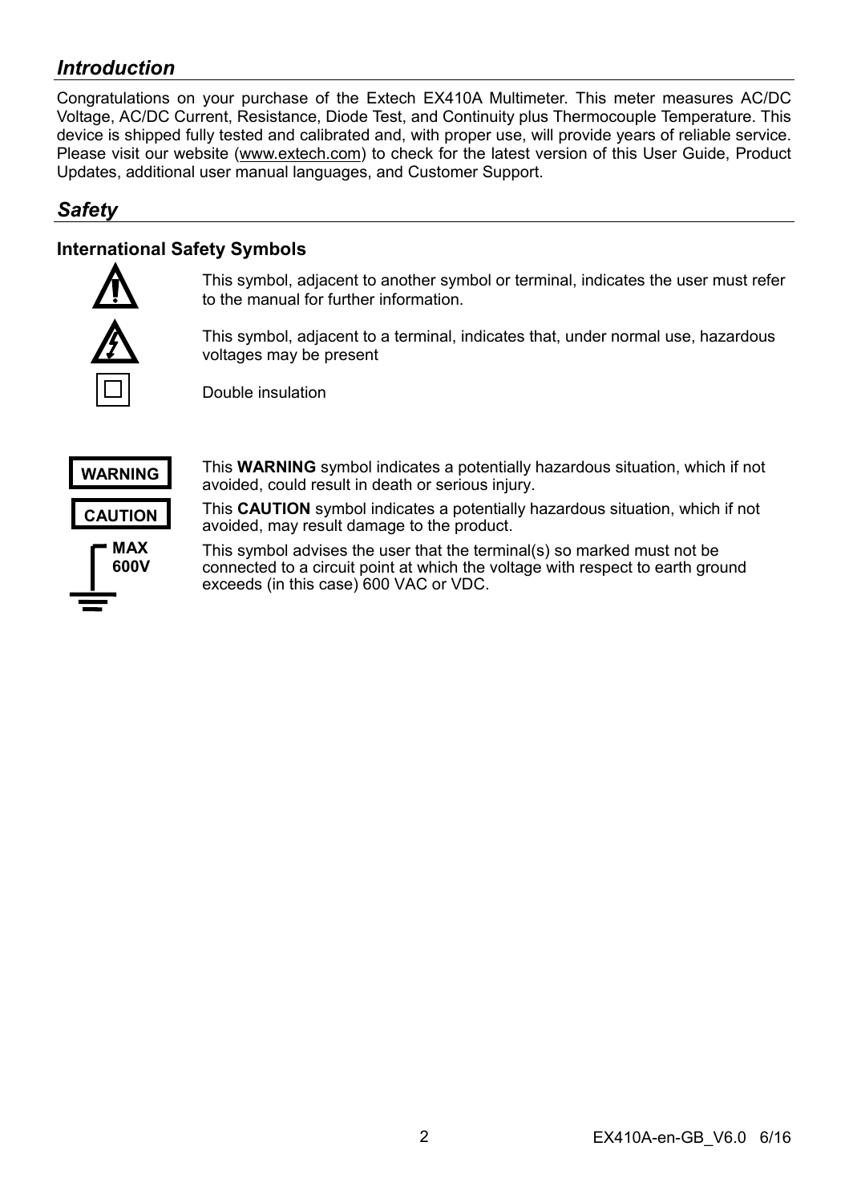## *Introduction*

Congratulations on your purchase of the Extech EX410A Multimeter. This meter measures AC/DC Voltage, AC/DC Current, Resistance, Diode Test, and Continuity plus Thermocouple Temperature. This device is shipped fully tested and calibrated and, with proper use, will provide years of reliable service. Please visit our website (www.extech.com) to check for the latest version of this User Guide, Product Updates, additional user manual languages, and Customer Support.

## *Safety*

### International Safety Symbols

This symbol, adjacent to another symbol or terminal, indicates the user must refer to the manual for further information.

This symbol, adjacent to a terminal, indicates that, under normal use, hazardous voltages may be present

Double insulation

**WARNING** — This **WARNING** symbol indicates a potentially hazardous situation, which if not avoided, could result in death or serious injury.

**CAUTION** — This **CAUTION** symbol indicates a potentially hazardous situation, which if not avoided, may result damage to the product.

**MAX 600V** — This symbol advises the user that the terminal(s) so marked must not be connected to a circuit point at which the voltage with respect to earth ground exceeds (in this case) 600 VAC or VDC.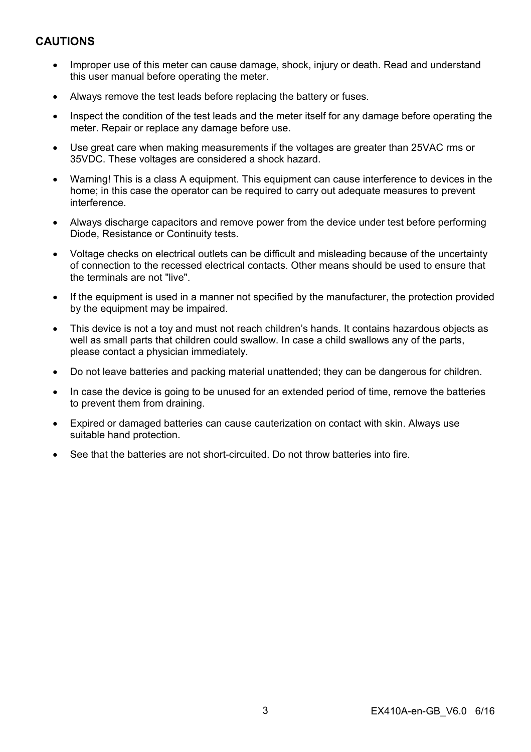## CAUTIONS

- Improper use of this meter can cause damage, shock, injury or death. Read and understand this user manual before operating the meter.
- Always remove the test leads before replacing the battery or fuses.
- Inspect the condition of the test leads and the meter itself for any damage before operating the meter. Repair or replace any damage before use.
- Use great care when making measurements if the voltages are greater than 25VAC rms or 35VDC. These voltages are considered a shock hazard.
- Warning! This is a class A equipment. This equipment can cause interference to devices in the home; in this case the operator can be required to carry out adequate measures to prevent interference.
- Always discharge capacitors and remove power from the device under test before performing Diode, Resistance or Continuity tests.
- Voltage checks on electrical outlets can be difficult and misleading because of the uncertainty of connection to the recessed electrical contacts. Other means should be used to ensure that the terminals are not "live".
- If the equipment is used in a manner not specified by the manufacturer, the protection provided by the equipment may be impaired.
- This device is not a toy and must not reach children's hands. It contains hazardous objects as well as small parts that children could swallow. In case a child swallows any of the parts, please contact a physician immediately.
- Do not leave batteries and packing material unattended; they can be dangerous for children.
- In case the device is going to be unused for an extended period of time, remove the batteries to prevent them from draining.
- Expired or damaged batteries can cause cauterization on contact with skin. Always use suitable hand protection.
- See that the batteries are not short-circuited. Do not throw batteries into fire.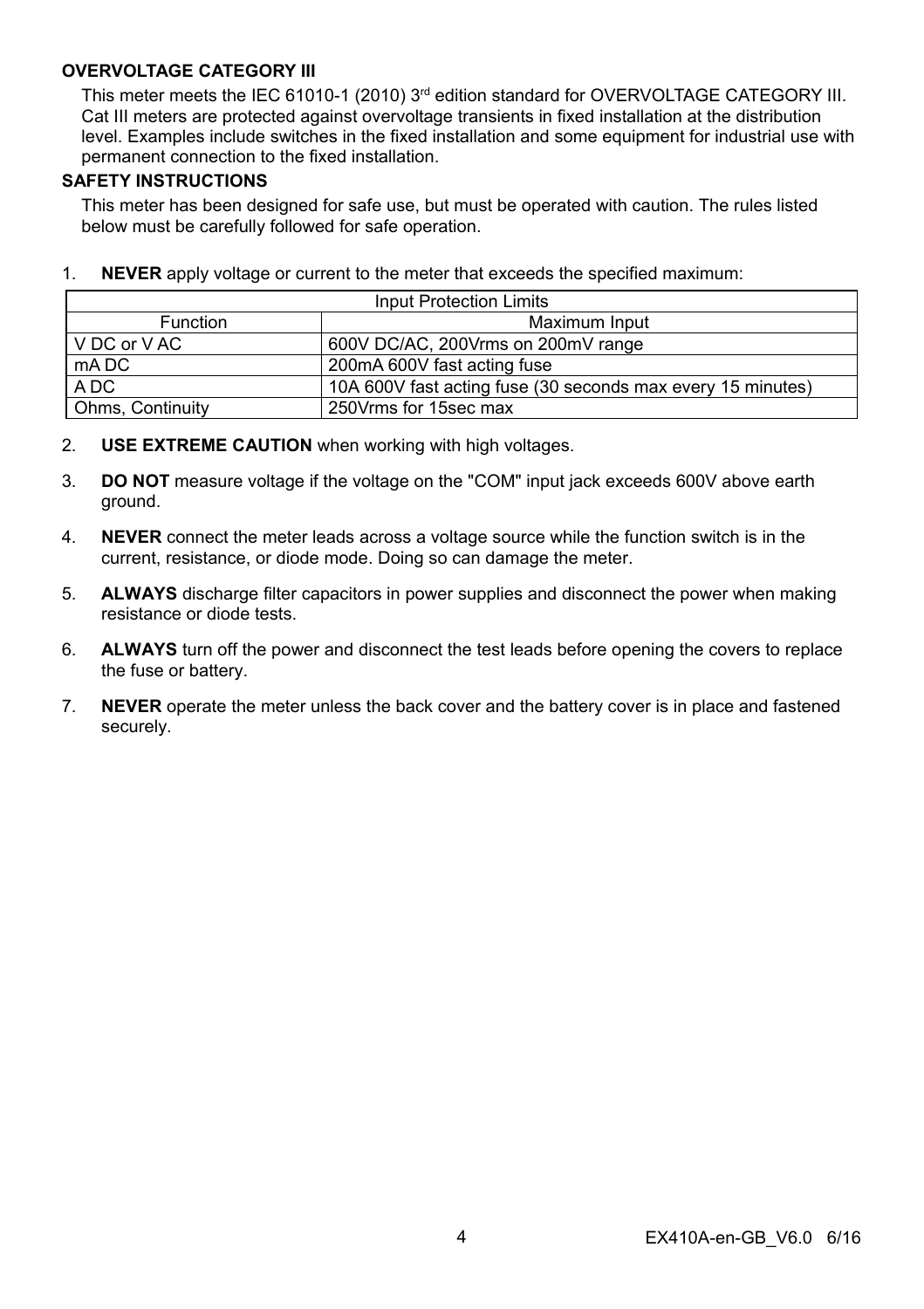### OVERVOLTAGE CATEGORY III

This meter meets the IEC 61010-1 (2010) 3rd edition standard for OVERVOLTAGE CATEGORY III. Cat III meters are protected against overvoltage transients in fixed installation at the distribution level. Examples include switches in the fixed installation and some equipment for industrial use with permanent connection to the fixed installation.

### SAFETY INSTRUCTIONS

This meter has been designed for safe use, but must be operated with caution. The rules listed below must be carefully followed for safe operation.

1. **NEVER** apply voltage or current to the meter that exceeds the specified maximum:

| Input Protection Limits | |
|---|---|
| Function | Maximum Input |
| V DC or V AC | 600V DC/AC, 200Vrms on 200mV range |
| mA DC | 200mA 600V fast acting fuse |
| A DC | 10A 600V fast acting fuse (30 seconds max every 15 minutes) |
| Ohms, Continuity | 250Vrms for 15sec max |

2. **USE EXTREME CAUTION** when working with high voltages.
3. **DO NOT** measure voltage if the voltage on the "COM" input jack exceeds 600V above earth ground.
4. **NEVER** connect the meter leads across a voltage source while the function switch is in the current, resistance, or diode mode. Doing so can damage the meter.
5. **ALWAYS** discharge filter capacitors in power supplies and disconnect the power when making resistance or diode tests.
6. **ALWAYS** turn off the power and disconnect the test leads before opening the covers to replace the fuse or battery.
7. **NEVER** operate the meter unless the back cover and the battery cover is in place and fastened securely.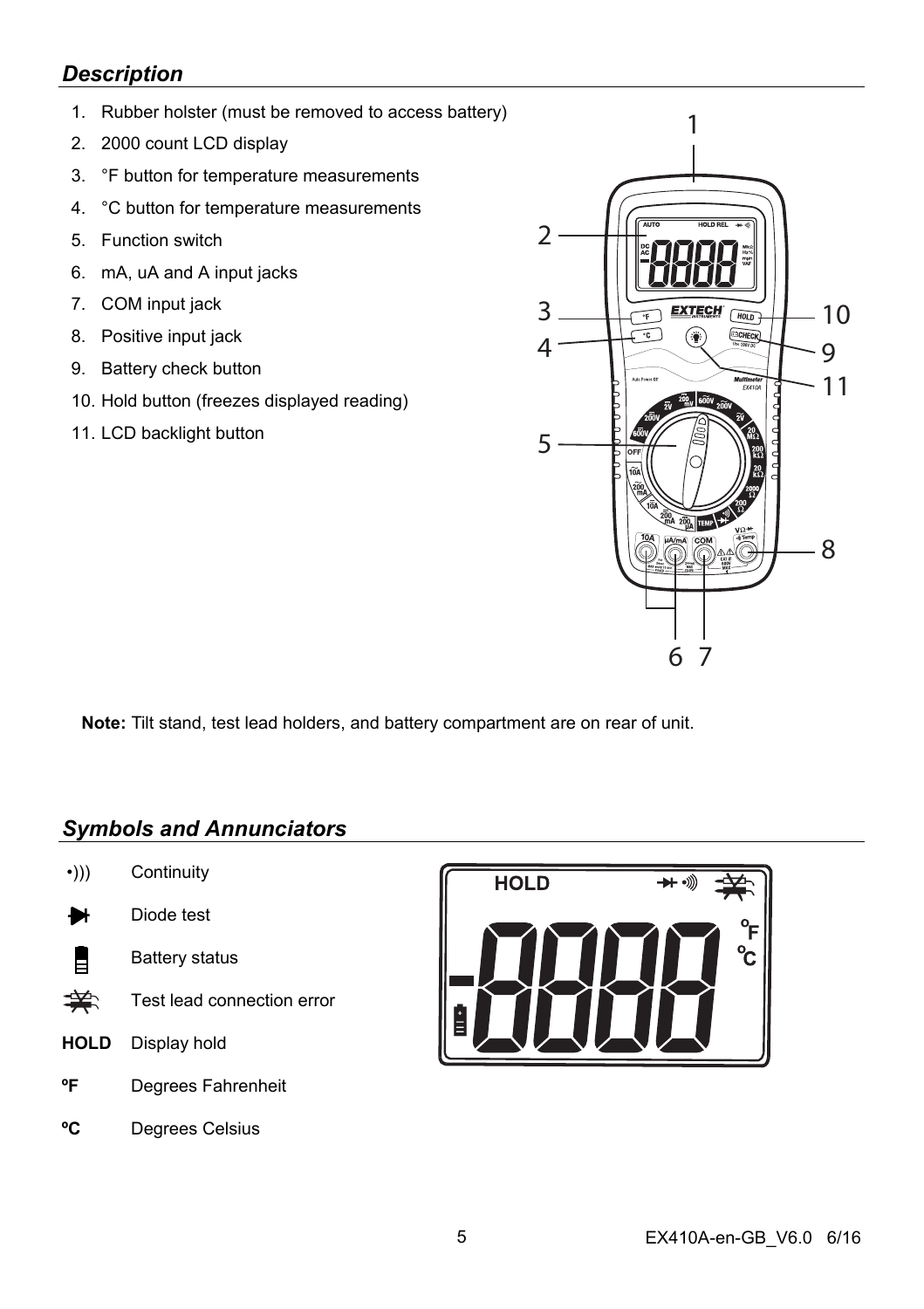## *Description*

1. Rubber holster (must be removed to access battery)
2. 2000 count LCD display
3. °F button for temperature measurements
4. °C button for temperature measurements
5. Function switch
6. mA, uA and A input jacks
7. COM input jack
8. Positive input jack
9. Battery check button
10. Hold button (freezes displayed reading)
11. LCD backlight button

**Note:** Tilt stand, test lead holders, and battery compartment are on rear of unit.

## *Symbols and Annunciators*

| Symbol | Meaning |
|---|---|
| •))) | Continuity |
| ⯈\| | Diode test |
| (battery icon) | Battery status |
| (test lead icon) | Test lead connection error |
| **HOLD** | Display hold |
| **ºF** | Degrees Fahrenheit |
| **ºC** | Degrees Celsius |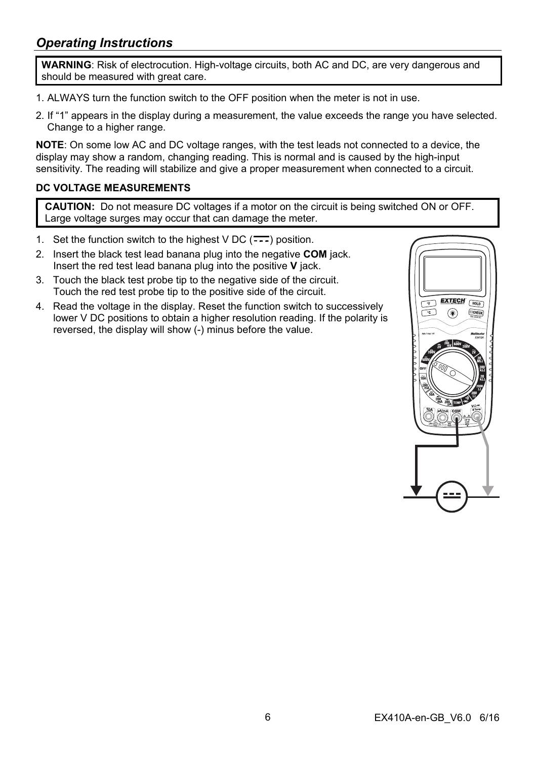## *Operating Instructions*

**WARNING**: Risk of electrocution. High-voltage circuits, both AC and DC, are very dangerous and should be measured with great care.

1. ALWAYS turn the function switch to the OFF position when the meter is not in use.
2. If "1" appears in the display during a measurement, the value exceeds the range you have selected. Change to a higher range.

**NOTE**: On some low AC and DC voltage ranges, with the test leads not connected to a device, the display may show a random, changing reading. This is normal and is caused by the high-input sensitivity. The reading will stabilize and give a proper measurement when connected to a circuit.

### DC VOLTAGE MEASUREMENTS

**CAUTION:** Do not measure DC voltages if a motor on the circuit is being switched ON or OFF. Large voltage surges may occur that can damage the meter.

1. Set the function switch to the highest V DC (⎓) position.
2. Insert the black test lead banana plug into the negative **COM** jack. Insert the red test lead banana plug into the positive **V** jack.
3. Touch the black test probe tip to the negative side of the circuit. Touch the red test probe tip to the positive side of the circuit.
4. Read the voltage in the display. Reset the function switch to successively lower V DC positions to obtain a higher resolution reading. If the polarity is reversed, the display will show (-) minus before the value.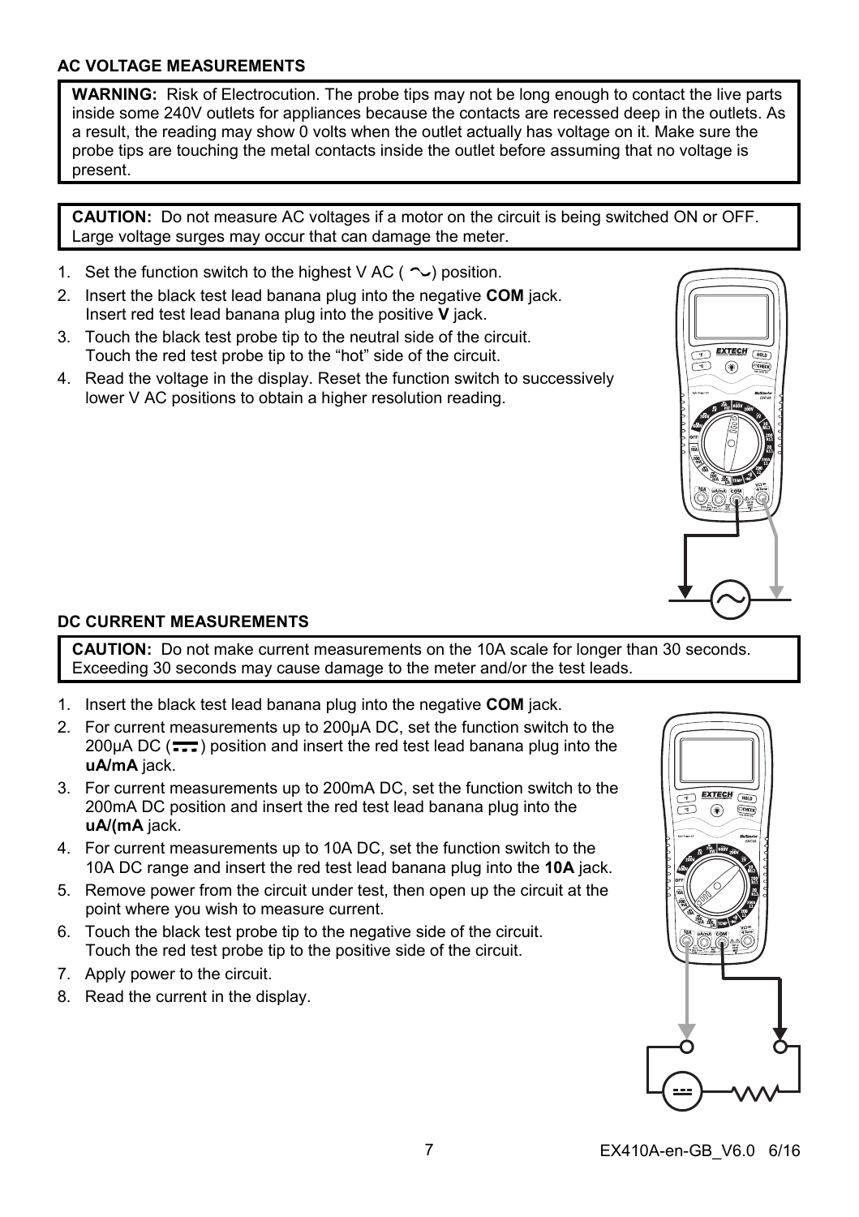### AC VOLTAGE MEASUREMENTS

**WARNING:** Risk of Electrocution. The probe tips may not be long enough to contact the live parts inside some 240V outlets for appliances because the contacts are recessed deep in the outlets. As a result, the reading may show 0 volts when the outlet actually has voltage on it. Make sure the probe tips are touching the metal contacts inside the outlet before assuming that no voltage is present.

**CAUTION:** Do not measure AC voltages if a motor on the circuit is being switched ON or OFF. Large voltage surges may occur that can damage the meter.

1. Set the function switch to the highest V AC ( ~ ) position.
2. Insert the black test lead banana plug into the negative **COM** jack. Insert red test lead banana plug into the positive **V** jack.
3. Touch the black test probe tip to the neutral side of the circuit. Touch the red test probe tip to the "hot" side of the circuit.
4. Read the voltage in the display. Reset the function switch to successively lower V AC positions to obtain a higher resolution reading.

### DC CURRENT MEASUREMENTS

**CAUTION:** Do not make current measurements on the 10A scale for longer than 30 seconds. Exceeding 30 seconds may cause damage to the meter and/or the test leads.

1. Insert the black test lead banana plug into the negative **COM** jack.
2. For current measurements up to 200µA DC, set the function switch to the 200µA DC ( ⎓ ) position and insert the red test lead banana plug into the **uA/mA** jack.
3. For current measurements up to 200mA DC, set the function switch to the 200mA DC position and insert the red test lead banana plug into the **uA/(mA** jack.
4. For current measurements up to 10A DC, set the function switch to the 10A DC range and insert the red test lead banana plug into the **10A** jack.
5. Remove power from the circuit under test, then open up the circuit at the point where you wish to measure current.
6. Touch the black test probe tip to the negative side of the circuit. Touch the red test probe tip to the positive side of the circuit.
7. Apply power to the circuit.
8. Read the current in the display.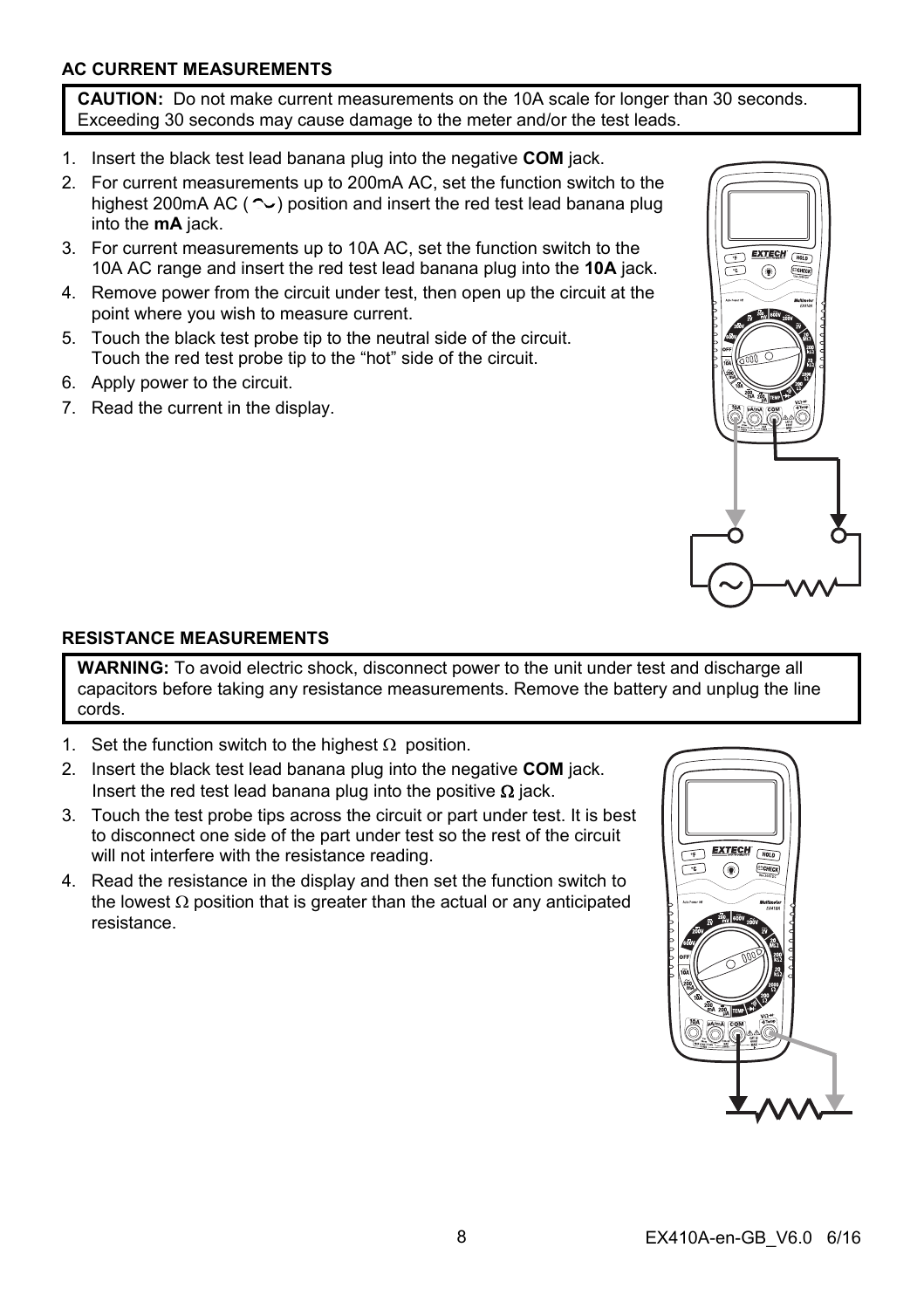### AC CURRENT MEASUREMENTS

**CAUTION:** Do not make current measurements on the 10A scale for longer than 30 seconds. Exceeding 30 seconds may cause damage to the meter and/or the test leads.

1. Insert the black test lead banana plug into the negative **COM** jack.
2. For current measurements up to 200mA AC, set the function switch to the highest 200mA AC ( ∼ ) position and insert the red test lead banana plug into the **mA** jack.
3. For current measurements up to 10A AC, set the function switch to the 10A AC range and insert the red test lead banana plug into the **10A** jack.
4. Remove power from the circuit under test, then open up the circuit at the point where you wish to measure current.
5. Touch the black test probe tip to the neutral side of the circuit. Touch the red test probe tip to the "hot" side of the circuit.
6. Apply power to the circuit.
7. Read the current in the display.

### RESISTANCE MEASUREMENTS

**WARNING:** To avoid electric shock, disconnect power to the unit under test and discharge all capacitors before taking any resistance measurements. Remove the battery and unplug the line cords.

1. Set the function switch to the highest Ω position.
2. Insert the black test lead banana plug into the negative **COM** jack. Insert the red test lead banana plug into the positive **Ω** jack.
3. Touch the test probe tips across the circuit or part under test. It is best to disconnect one side of the part under test so the rest of the circuit will not interfere with the resistance reading.
4. Read the resistance in the display and then set the function switch to the lowest Ω position that is greater than the actual or any anticipated resistance.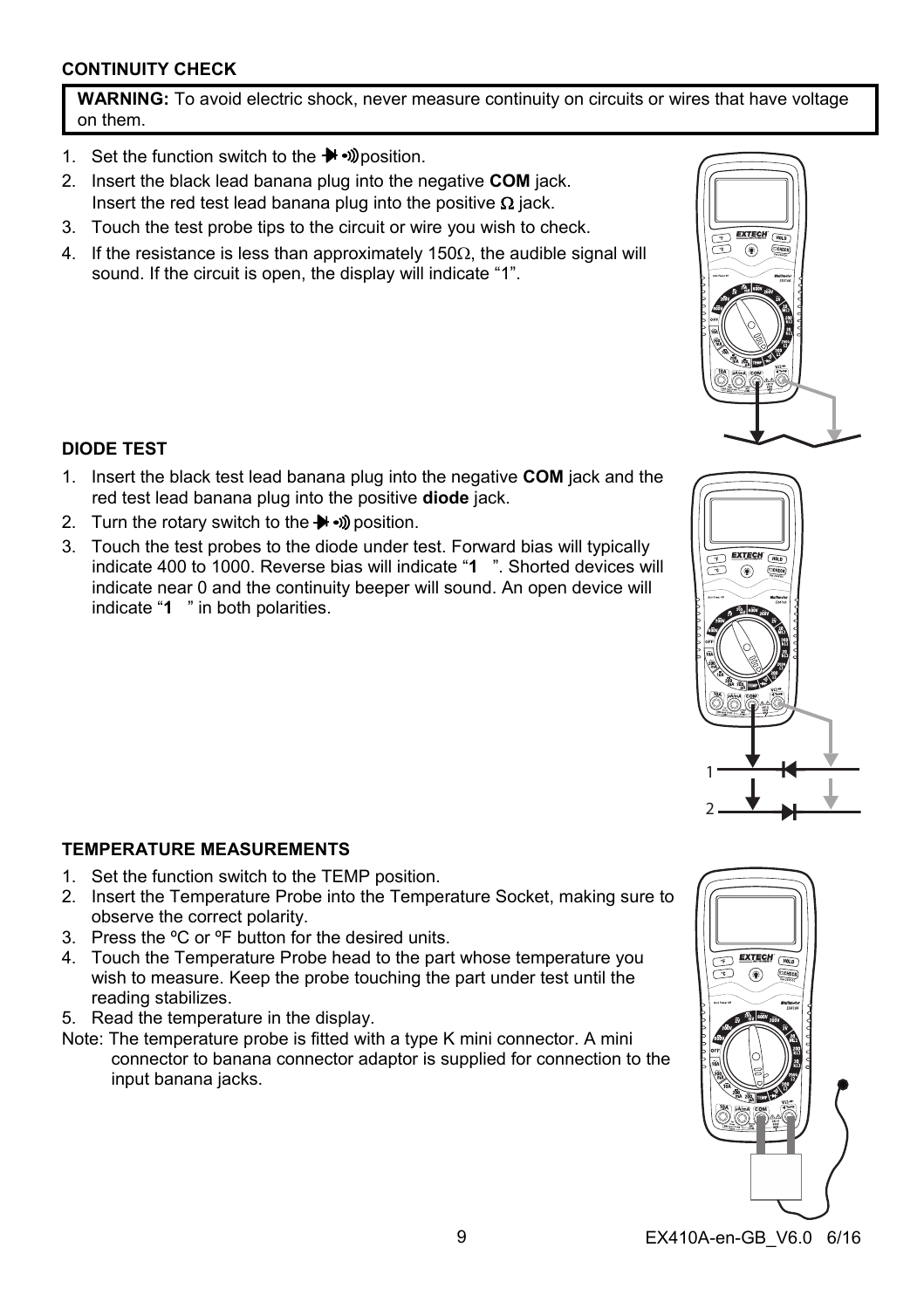### CONTINUITY CHECK

**WARNING:** To avoid electric shock, never measure continuity on circuits or wires that have voltage on them.

1. Set the function switch to the ⯈|•))) position.
2. Insert the black lead banana plug into the negative **COM** jack.
   Insert the red test lead banana plug into the positive Ω jack.
3. Touch the test probe tips to the circuit or wire you wish to check.
4. If the resistance is less than approximately 150Ω, the audible signal will sound. If the circuit is open, the display will indicate "1".

### DIODE TEST

1. Insert the black test lead banana plug into the negative **COM** jack and the red test lead banana plug into the positive **diode** jack.
2. Turn the rotary switch to the ⯈|•))) position.
3. Touch the test probes to the diode under test. Forward bias will typically indicate 400 to 1000. Reverse bias will indicate "**1**   ". Shorted devices will indicate near 0 and the continuity beeper will sound. An open device will indicate "**1**   " in both polarities.

### TEMPERATURE MEASUREMENTS

1. Set the function switch to the TEMP position.
2. Insert the Temperature Probe into the Temperature Socket, making sure to observe the correct polarity.
3. Press the ºC or ºF button for the desired units.
4. Touch the Temperature Probe head to the part whose temperature you wish to measure. Keep the probe touching the part under test until the reading stabilizes.
5. Read the temperature in the display.

Note: The temperature probe is fitted with a type K mini connector. A mini connector to banana connector adaptor is supplied for connection to the input banana jacks.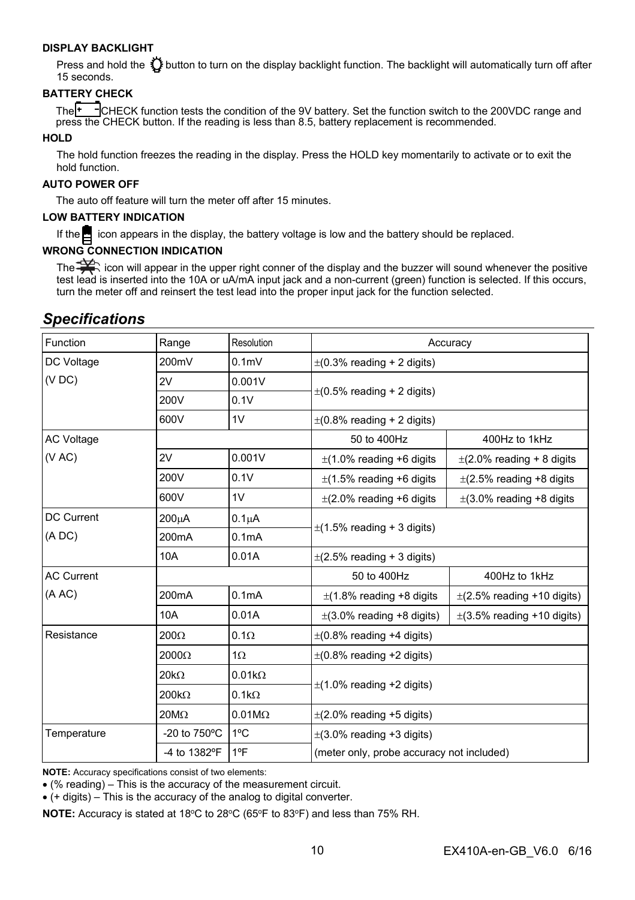**DISPLAY BACKLIGHT**

Press and hold the button to turn on the display backlight function. The backlight will automatically turn off after 15 seconds.

**BATTERY CHECK**

The CHECK function tests the condition of the 9V battery. Set the function switch to the 200VDC range and press the CHECK button. If the reading is less than 8.5, battery replacement is recommended.

**HOLD**

The hold function freezes the reading in the display. Press the HOLD key momentarily to activate or to exit the hold function.

**AUTO POWER OFF**

The auto off feature will turn the meter off after 15 minutes.

**LOW BATTERY INDICATION**

If the icon appears in the display, the battery voltage is low and the battery should be replaced.

**WRONG CONNECTION INDICATION**

The icon will appear in the upper right conner of the display and the buzzer will sound whenever the positive test lead is inserted into the 10A or uA/mA input jack and a non-current (green) function is selected. If this occurs, turn the meter off and reinsert the test lead into the proper input jack for the function selected.

## *Specifications*

| Function | Range | Resolution | Accuracy | |
|---|---|---|---|---|
| DC Voltage (V DC) | 200mV | 0.1mV | ±(0.3% reading + 2 digits) | |
| | 2V | 0.001V | ±(0.5% reading + 2 digits) | |
| | 200V | 0.1V | | |
| | 600V | 1V | ±(0.8% reading + 2 digits) | |
| AC Voltage (V AC) | | | 50 to 400Hz | 400Hz to 1kHz |
| | 2V | 0.001V | ±(1.0% reading +6 digits | ±(2.0% reading + 8 digits |
| | 200V | 0.1V | ±(1.5% reading +6 digits | ±(2.5% reading +8 digits |
| | 600V | 1V | ±(2.0% reading +6 digits | ±(3.0% reading +8 digits |
| DC Current (A DC) | 200μA | 0.1μA | ±(1.5% reading + 3 digits) | |
| | 200mA | 0.1mA | | |
| | 10A | 0.01A | ±(2.5% reading + 3 digits) | |
| AC Current (A AC) | | | 50 to 400Hz | 400Hz to 1kHz |
| | 200mA | 0.1mA | ±(1.8% reading +8 digits | ±(2.5% reading +10 digits) |
| | 10A | 0.01A | ±(3.0% reading +8 digits) | ±(3.5% reading +10 digits) |
| Resistance | 200Ω | 0.1Ω | ±(0.8% reading +4 digits) | |
| | 2000Ω | 1Ω | ±(0.8% reading +2 digits) | |
| | 20kΩ | 0.01kΩ | ±(1.0% reading +2 digits) | |
| | 200kΩ | 0.1kΩ | | |
| | 20MΩ | 0.01MΩ | ±(2.0% reading +5 digits) | |
| Temperature | -20 to 750ºC | 1ºC | ±(3.0% reading +3 digits) | |
| | -4 to 1382ºF | 1ºF | (meter only, probe accuracy not included) | |

**NOTE:** Accuracy specifications consist of two elements:

- (% reading) – This is the accuracy of the measurement circuit.
- (+ digits) – This is the accuracy of the analog to digital converter.

**NOTE:** Accuracy is stated at 18°C to 28°C (65°F to 83°F) and less than 75% RH.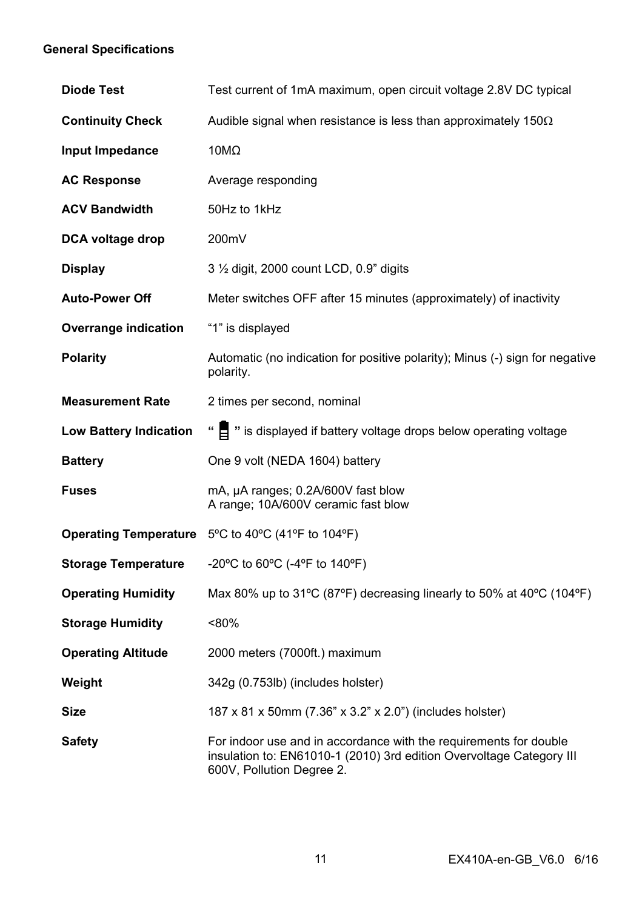## General Specifications

| | |
|---|---|
| **Diode Test** | Test current of 1mA maximum, open circuit voltage 2.8V DC typical |
| **Continuity Check** | Audible signal when resistance is less than approximately 150Ω |
| **Input Impedance** | 10MΩ |
| **AC Response** | Average responding |
| **ACV Bandwidth** | 50Hz to 1kHz |
| **DCA voltage drop** | 200mV |
| **Display** | 3 ½ digit, 2000 count LCD, 0.9" digits |
| **Auto-Power Off** | Meter switches OFF after 15 minutes (approximately) of inactivity |
| **Overrange indication** | "1" is displayed |
| **Polarity** | Automatic (no indication for positive polarity); Minus (-) sign for negative polarity. |
| **Measurement Rate** | 2 times per second, nominal |
| **Low Battery Indication** | " 🔋 " is displayed if battery voltage drops below operating voltage |
| **Battery** | One 9 volt (NEDA 1604) battery |
| **Fuses** | mA, µA ranges; 0.2A/600V fast blow<br>A range; 10A/600V ceramic fast blow |
| **Operating Temperature** | 5ºC to 40ºC (41ºF to 104ºF) |
| **Storage Temperature** | -20ºC to 60ºC (-4ºF to 140ºF) |
| **Operating Humidity** | Max 80% up to 31ºC (87ºF) decreasing linearly to 50% at 40ºC (104ºF) |
| **Storage Humidity** | <80% |
| **Operating Altitude** | 2000 meters (7000ft.) maximum |
| **Weight** | 342g (0.753lb) (includes holster) |
| **Size** | 187 x 81 x 50mm (7.36" x 3.2" x 2.0") (includes holster) |
| **Safety** | For indoor use and in accordance with the requirements for double insulation to: EN61010-1 (2010) 3rd edition Overvoltage Category III 600V, Pollution Degree 2. |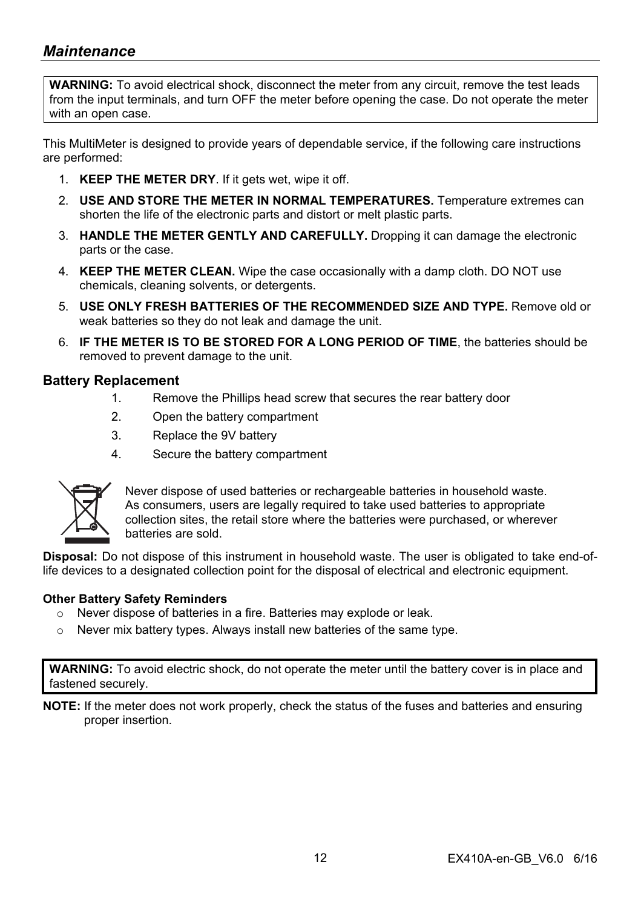## *Maintenance*

**WARNING:** To avoid electrical shock, disconnect the meter from any circuit, remove the test leads from the input terminals, and turn OFF the meter before opening the case. Do not operate the meter with an open case.

This MultiMeter is designed to provide years of dependable service, if the following care instructions are performed:

1. **KEEP THE METER DRY**. If it gets wet, wipe it off.
2. **USE AND STORE THE METER IN NORMAL TEMPERATURES.** Temperature extremes can shorten the life of the electronic parts and distort or melt plastic parts.
3. **HANDLE THE METER GENTLY AND CAREFULLY.** Dropping it can damage the electronic parts or the case.
4. **KEEP THE METER CLEAN.** Wipe the case occasionally with a damp cloth. DO NOT use chemicals, cleaning solvents, or detergents.
5. **USE ONLY FRESH BATTERIES OF THE RECOMMENDED SIZE AND TYPE.** Remove old or weak batteries so they do not leak and damage the unit.
6. **IF THE METER IS TO BE STORED FOR A LONG PERIOD OF TIME**, the batteries should be removed to prevent damage to the unit.

### Battery Replacement

1. Remove the Phillips head screw that secures the rear battery door
2. Open the battery compartment
3. Replace the 9V battery
4. Secure the battery compartment

Never dispose of used batteries or rechargeable batteries in household waste. As consumers, users are legally required to take used batteries to appropriate collection sites, the retail store where the batteries were purchased, or wherever batteries are sold.

**Disposal:** Do not dispose of this instrument in household waste. The user is obligated to take end-of-life devices to a designated collection point for the disposal of electrical and electronic equipment.

#### Other Battery Safety Reminders

- Never dispose of batteries in a fire. Batteries may explode or leak.
- Never mix battery types. Always install new batteries of the same type.

**WARNING:** To avoid electric shock, do not operate the meter until the battery cover is in place and fastened securely.

**NOTE:** If the meter does not work properly, check the status of the fuses and batteries and ensuring proper insertion.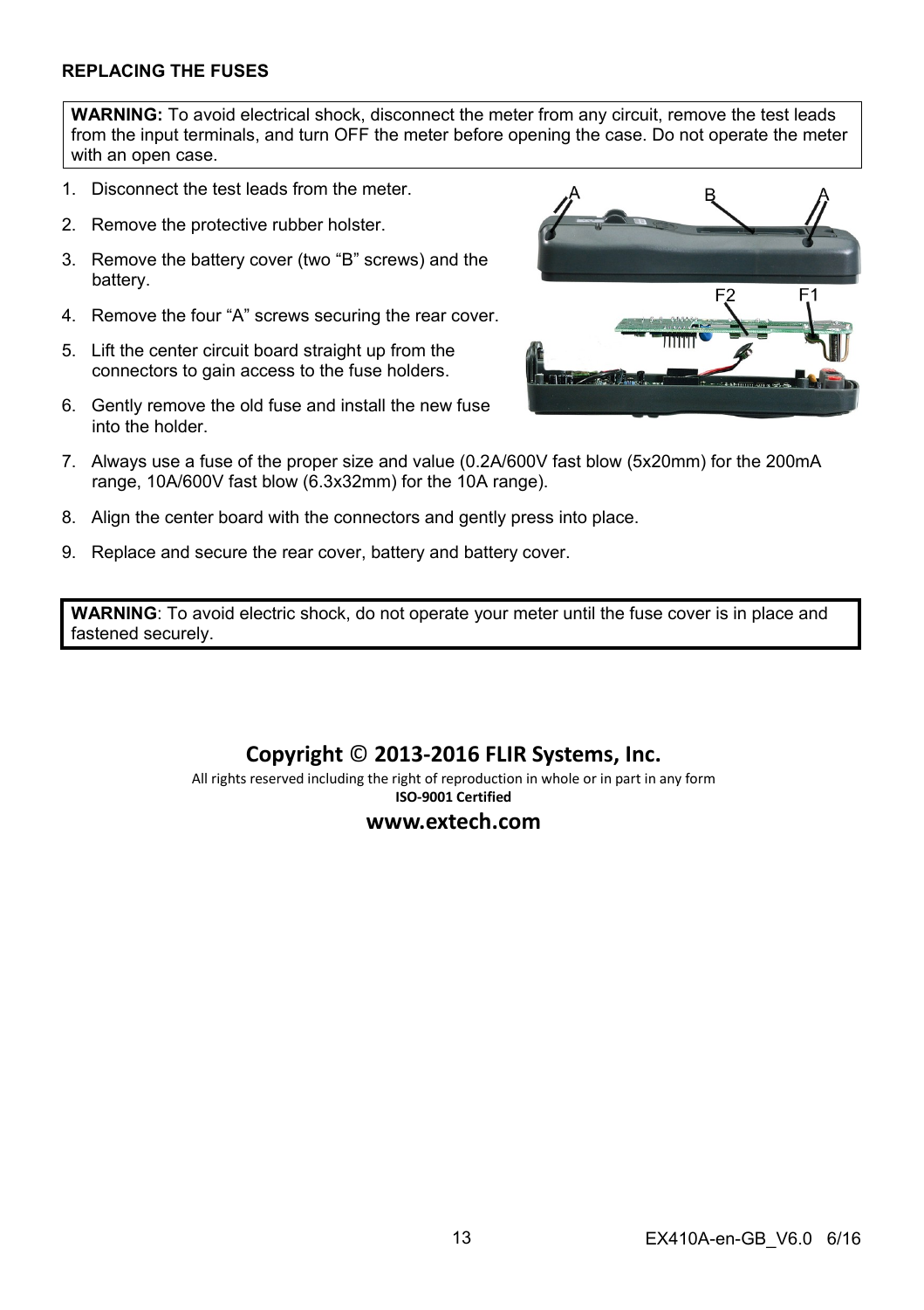**REPLACING THE FUSES**

**WARNING:** To avoid electrical shock, disconnect the meter from any circuit, remove the test leads from the input terminals, and turn OFF the meter before opening the case. Do not operate the meter with an open case.

1. Disconnect the test leads from the meter.
2. Remove the protective rubber holster.
3. Remove the battery cover (two “B” screws) and the battery.
4. Remove the four “A” screws securing the rear cover.
5. Lift the center circuit board straight up from the connectors to gain access to the fuse holders.
6. Gently remove the old fuse and install the new fuse into the holder.
7. Always use a fuse of the proper size and value (0.2A/600V fast blow (5x20mm) for the 200mA range, 10A/600V fast blow (6.3x32mm) for the 10A range).
8. Align the center board with the connectors and gently press into place.
9. Replace and secure the rear cover, battery and battery cover.

A
B
A
F2
F1

**WARNING**: To avoid electric shock, do not operate your meter until the fuse cover is in place and fastened securely.

**Copyright © 2013-2016 FLIR Systems, Inc.**

All rights reserved including the right of reproduction in whole or in part in any form

**ISO-9001 Certified**

**www.extech.com**